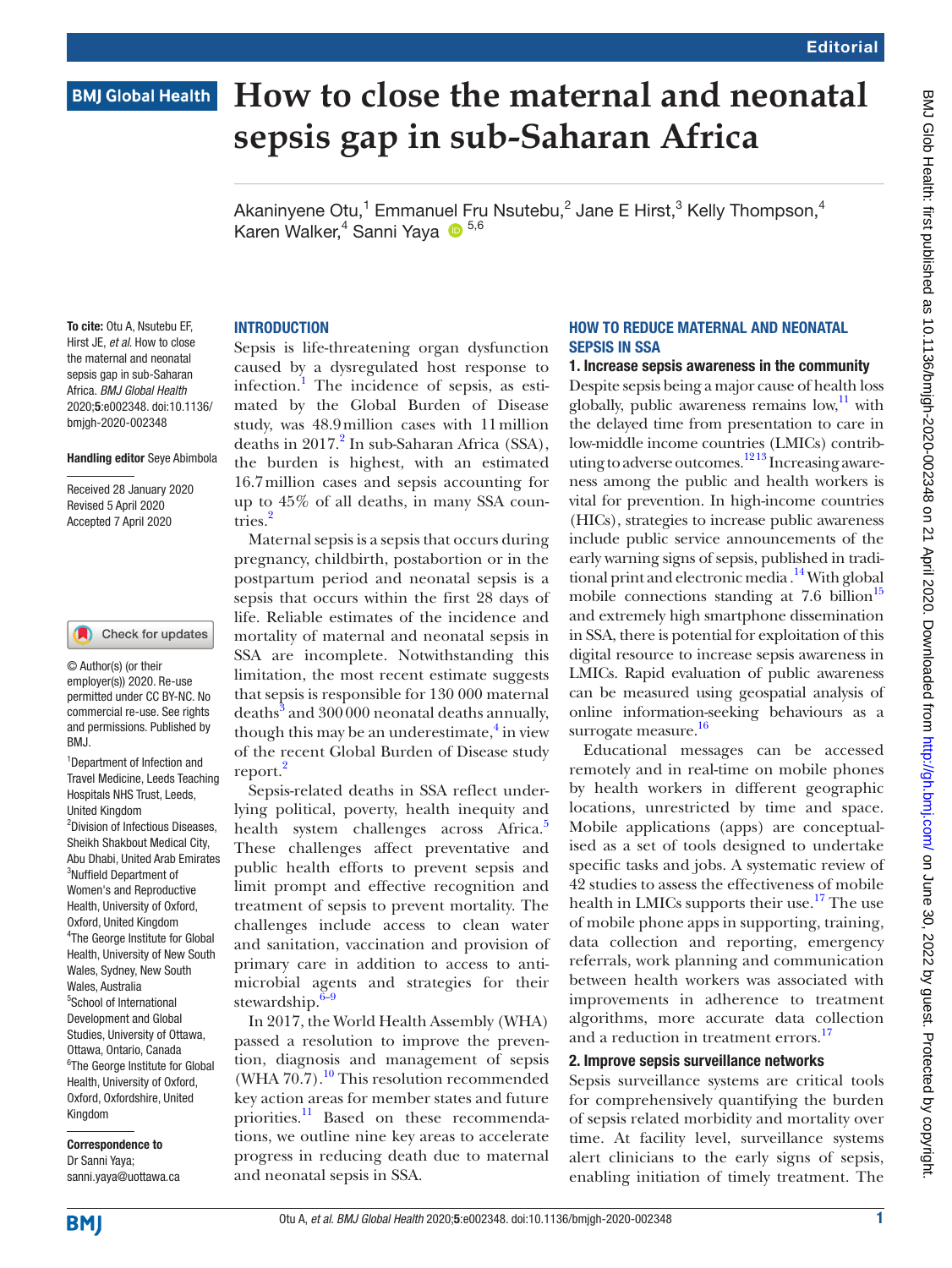# How to close the maternal and neonatal sepsis gap in sub-Saharan Africa

Akaninyene Otu,[1] Emmanuel Fru Nsutebu,[2] Jane E Hirst,[3] Kelly Thompson,[4] Karen Walker,[4] Sanni Yaya[5,6]

**To cite:** Otu A, Nsutebu EF, Hirst JE, *et al*. How to close the maternal and neonatal sepsis gap in sub-Saharan Africa. *BMJ Global Health* 2020;**5**:e002348. doi:10.1136/bmjgh-2020-002348

**Handling editor** Seye Abimbola

Received 28 January 2020
Revised 5 April 2020
Accepted 7 April 2020

© Author(s) (or their employer(s)) 2020. Re-use permitted under CC BY-NC. No commercial re-use. See rights and permissions. Published by BMJ.

[1]Department of Infection and Travel Medicine, Leeds Teaching Hospitals NHS Trust, Leeds, United Kingdom
[2]Division of Infectious Diseases, Sheikh Shakbout Medical City, Abu Dhabi, United Arab Emirates
[3]Nuffield Department of Women's and Reproductive Health, University of Oxford, Oxford, United Kingdom
[4]The George Institute for Global Health, University of New South Wales, Sydney, New South Wales, Australia
[5]School of International Development and Global Studies, University of Ottawa, Ottawa, Ontario, Canada
[6]The George Institute for Global Health, University of Oxford, Oxford, Oxfordshire, United Kingdom

**Correspondence to**
Dr Sanni Yaya;
sanni.yaya@uottawa.ca

## INTRODUCTION

Sepsis is life-threatening organ dysfunction caused by a dysregulated host response to infection.[1] The incidence of sepsis, as estimated by the Global Burden of Disease study, was 48.9 million cases with 11 million deaths in 2017.[2] In sub-Saharan Africa (SSA), the burden is highest, with an estimated 16.7 million cases and sepsis accounting for up to 45% of all deaths, in many SSA countries.[2]

Maternal sepsis is a sepsis that occurs during pregnancy, childbirth, postabortion or in the postpartum period and neonatal sepsis is a sepsis that occurs within the first 28 days of life. Reliable estimates of the incidence and mortality of maternal and neonatal sepsis in SSA are incomplete. Notwithstanding this limitation, the most recent estimate suggests that sepsis is responsible for 130 000 maternal deaths[3] and 300 000 neonatal deaths annually, though this may be an underestimate,[4] in view of the recent Global Burden of Disease study report.[2]

Sepsis-related deaths in SSA reflect underlying political, poverty, health inequity and health system challenges across Africa.[5] These challenges affect preventative and public health efforts to prevent sepsis and limit prompt and effective recognition and treatment of sepsis to prevent mortality. The challenges include access to clean water and sanitation, vaccination and provision of primary care in addition to access to antimicrobial agents and strategies for their stewardship.[6–9]

In 2017, the World Health Assembly (WHA) passed a resolution to improve the prevention, diagnosis and management of sepsis (WHA 70.7).[10] This resolution recommended key action areas for member states and future priorities.[11] Based on these recommendations, we outline nine key areas to accelerate progress in reducing death due to maternal and neonatal sepsis in SSA.

## HOW TO REDUCE MATERNAL AND NEONATAL SEPSIS IN SSA

### 1. Increase sepsis awareness in the community

Despite sepsis being a major cause of health loss globally, public awareness remains low,[11] with the delayed time from presentation to care in low-middle income countries (LMICs) contributing to adverse outcomes.[12,13] Increasing awareness among the public and health workers is vital for prevention. In high-income countries (HICs), strategies to increase public awareness include public service announcements of the early warning signs of sepsis, published in traditional print and electronic media.[14] With global mobile connections standing at 7.6 billion[15] and extremely high smartphone dissemination in SSA, there is potential for exploitation of this digital resource to increase sepsis awareness in LMICs. Rapid evaluation of public awareness can be measured using geospatial analysis of online information-seeking behaviours as a surrogate measure.[16]

Educational messages can be accessed remotely and in real-time on mobile phones by health workers in different geographic locations, unrestricted by time and space. Mobile applications (apps) are conceptualised as a set of tools designed to undertake specific tasks and jobs. A systematic review of 42 studies to assess the effectiveness of mobile health in LMICs supports their use.[17] The use of mobile phone apps in supporting, training, data collection and reporting, emergency referrals, work planning and communication between health workers was associated with improvements in adherence to treatment algorithms, more accurate data collection and a reduction in treatment errors.[17]

### 2. Improve sepsis surveillance networks

Sepsis surveillance systems are critical tools for comprehensively quantifying the burden of sepsis related morbidity and mortality over time. At facility level, surveillance systems alert clinicians to the early signs of sepsis, enabling initiation of timely treatment. The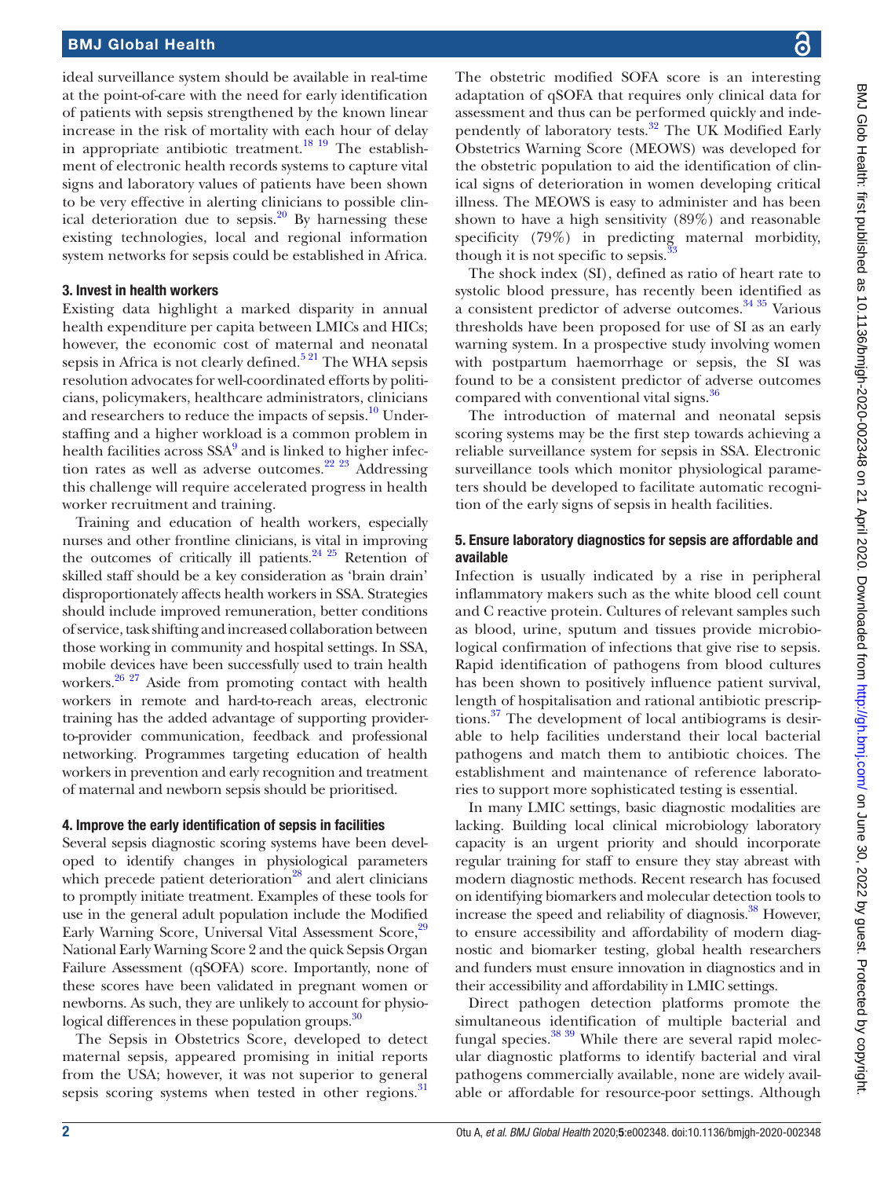ideal surveillance system should be available in real-time at the point-of-care with the need for early identification of patients with sepsis strengthened by the known linear increase in the risk of mortality with each hour of delay in appropriate antibiotic treatment.[18,19] The establishment of electronic health records systems to capture vital signs and laboratory values of patients have been shown to be very effective in alerting clinicians to possible clinical deterioration due to sepsis.[20] By harnessing these existing technologies, local and regional information system networks for sepsis could be established in Africa.

### 3. Invest in health workers

Existing data highlight a marked disparity in annual health expenditure per capita between LMICs and HICs; however, the economic cost of maternal and neonatal sepsis in Africa is not clearly defined.[5,21] The WHA sepsis resolution advocates for well-coordinated efforts by politicians, policymakers, healthcare administrators, clinicians and researchers to reduce the impacts of sepsis.[10] Understaffing and a higher workload is a common problem in health facilities across SSA[9] and is linked to higher infection rates as well as adverse outcomes.[22,23] Addressing this challenge will require accelerated progress in health worker recruitment and training.

Training and education of health workers, especially nurses and other frontline clinicians, is vital in improving the outcomes of critically ill patients.[24,25] Retention of skilled staff should be a key consideration as 'brain drain' disproportionately affects health workers in SSA. Strategies should include improved remuneration, better conditions of service, task shifting and increased collaboration between those working in community and hospital settings. In SSA, mobile devices have been successfully used to train health workers.[26,27] Aside from promoting contact with health workers in remote and hard-to-reach areas, electronic training has the added advantage of supporting provider-to-provider communication, feedback and professional networking. Programmes targeting education of health workers in prevention and early recognition and treatment of maternal and newborn sepsis should be prioritised.

### 4. Improve the early identification of sepsis in facilities

Several sepsis diagnostic scoring systems have been developed to identify changes in physiological parameters which precede patient deterioration[28] and alert clinicians to promptly initiate treatment. Examples of these tools for use in the general adult population include the Modified Early Warning Score, Universal Vital Assessment Score,[29] National Early Warning Score 2 and the quick Sepsis Organ Failure Assessment (qSOFA) score. Importantly, none of these scores have been validated in pregnant women or newborns. As such, they are unlikely to account for physiological differences in these population groups.[30]

The Sepsis in Obstetrics Score, developed to detect maternal sepsis, appeared promising in initial reports from the USA; however, it was not superior to general sepsis scoring systems when tested in other regions.[31]

The obstetric modified SOFA score is an interesting adaptation of qSOFA that requires only clinical data for assessment and thus can be performed quickly and independently of laboratory tests.[32] The UK Modified Early Obstetrics Warning Score (MEOWS) was developed for the obstetric population to aid the identification of clinical signs of deterioration in women developing critical illness. The MEOWS is easy to administer and has been shown to have a high sensitivity (89%) and reasonable specificity (79%) in predicting maternal morbidity, though it is not specific to sepsis.[33]

The shock index (SI), defined as ratio of heart rate to systolic blood pressure, has recently been identified as a consistent predictor of adverse outcomes.[34,35] Various thresholds have been proposed for use of SI as an early warning system. In a prospective study involving women with postpartum haemorrhage or sepsis, the SI was found to be a consistent predictor of adverse outcomes compared with conventional vital signs.[36]

The introduction of maternal and neonatal sepsis scoring systems may be the first step towards achieving a reliable surveillance system for sepsis in SSA. Electronic surveillance tools which monitor physiological parameters should be developed to facilitate automatic recognition of the early signs of sepsis in health facilities.

### 5. Ensure laboratory diagnostics for sepsis are affordable and available

Infection is usually indicated by a rise in peripheral inflammatory makers such as the white blood cell count and C reactive protein. Cultures of relevant samples such as blood, urine, sputum and tissues provide microbiological confirmation of infections that give rise to sepsis. Rapid identification of pathogens from blood cultures has been shown to positively influence patient survival, length of hospitalisation and rational antibiotic prescriptions.[37] The development of local antibiograms is desirable to help facilities understand their local bacterial pathogens and match them to antibiotic choices. The establishment and maintenance of reference laboratories to support more sophisticated testing is essential.

In many LMIC settings, basic diagnostic modalities are lacking. Building local clinical microbiology laboratory capacity is an urgent priority and should incorporate regular training for staff to ensure they stay abreast with modern diagnostic methods. Recent research has focused on identifying biomarkers and molecular detection tools to increase the speed and reliability of diagnosis.[38] However, to ensure accessibility and affordability of modern diagnostic and biomarker testing, global health researchers and funders must ensure innovation in diagnostics and in their accessibility and affordability in LMIC settings.

Direct pathogen detection platforms promote the simultaneous identification of multiple bacterial and fungal species.[38,39] While there are several rapid molecular diagnostic platforms to identify bacterial and viral pathogens commercially available, none are widely available or affordable for resource-poor settings. Although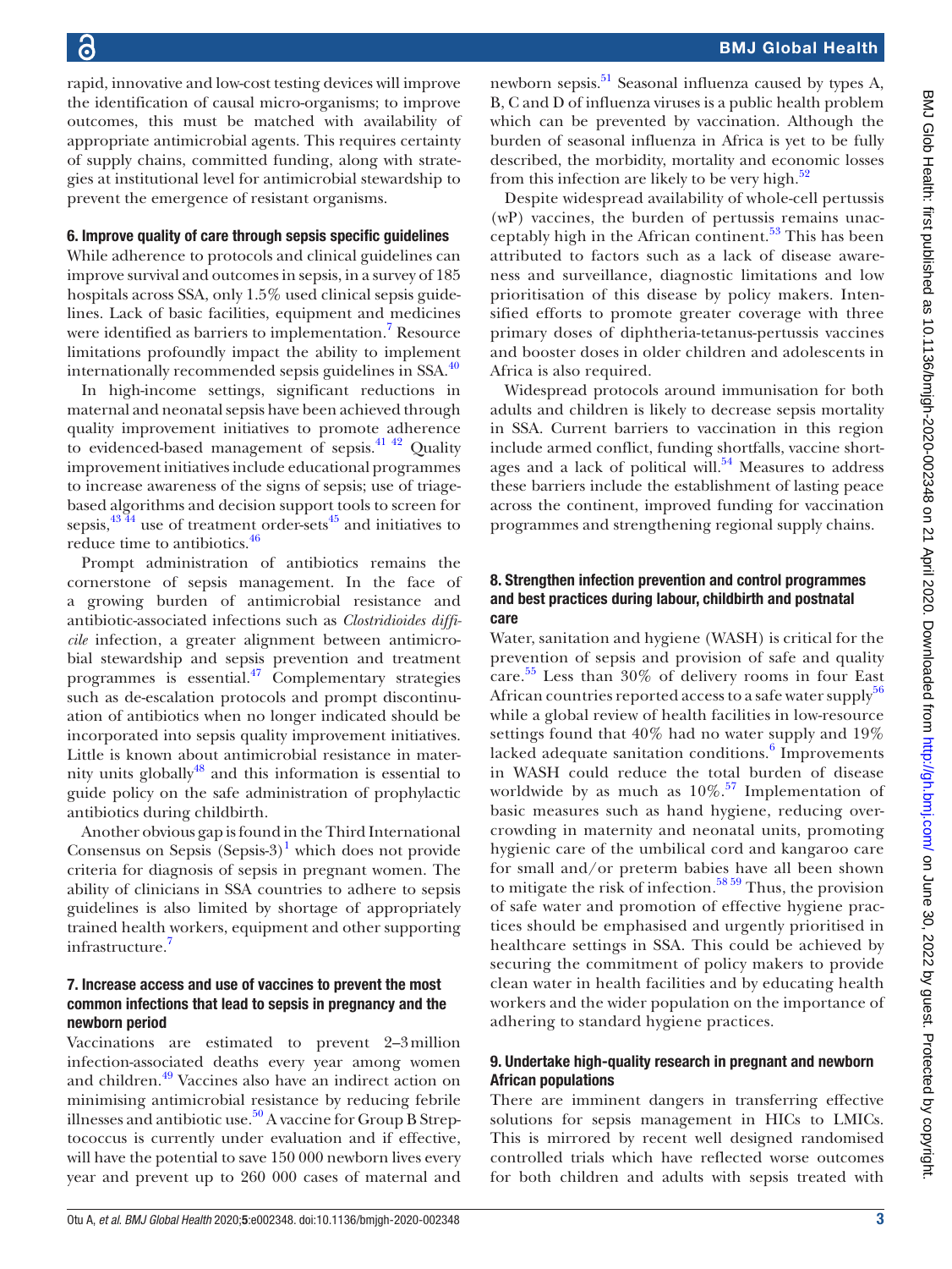rapid, innovative and low-cost testing devices will improve the identification of causal micro-organisms; to improve outcomes, this must be matched with availability of appropriate antimicrobial agents. This requires certainty of supply chains, committed funding, along with strategies at institutional level for antimicrobial stewardship to prevent the emergence of resistant organisms.

### 6. Improve quality of care through sepsis specific guidelines

While adherence to protocols and clinical guidelines can improve survival and outcomes in sepsis, in a survey of 185 hospitals across SSA, only 1.5% used clinical sepsis guidelines. Lack of basic facilities, equipment and medicines were identified as barriers to implementation.[7] Resource limitations profoundly impact the ability to implement internationally recommended sepsis guidelines in SSA.[40]

In high-income settings, significant reductions in maternal and neonatal sepsis have been achieved through quality improvement initiatives to promote adherence to evidenced-based management of sepsis.[41 42] Quality improvement initiatives include educational programmes to increase awareness of the signs of sepsis; use of triage-based algorithms and decision support tools to screen for sepsis,[43 44] use of treatment order-sets[45] and initiatives to reduce time to antibiotics.[46]

Prompt administration of antibiotics remains the cornerstone of sepsis management. In the face of a growing burden of antimicrobial resistance and antibiotic-associated infections such as *Clostridioides difficile* infection, a greater alignment between antimicrobial stewardship and sepsis prevention and treatment programmes is essential.[47] Complementary strategies such as de-escalation protocols and prompt discontinuation of antibiotics when no longer indicated should be incorporated into sepsis quality improvement initiatives. Little is known about antimicrobial resistance in maternity units globally[48] and this information is essential to guide policy on the safe administration of prophylactic antibiotics during childbirth.

Another obvious gap is found in the Third International Consensus on Sepsis (Sepsis-3)[1] which does not provide criteria for diagnosis of sepsis in pregnant women. The ability of clinicians in SSA countries to adhere to sepsis guidelines is also limited by shortage of appropriately trained health workers, equipment and other supporting infrastructure.[7]

### 7. Increase access and use of vaccines to prevent the most common infections that lead to sepsis in pregnancy and the newborn period

Vaccinations are estimated to prevent 2–3 million infection-associated deaths every year among women and children.[49] Vaccines also have an indirect action on minimising antimicrobial resistance by reducing febrile illnesses and antibiotic use.[50] A vaccine for Group B Streptococcus is currently under evaluation and if effective, will have the potential to save 150 000 newborn lives every year and prevent up to 260 000 cases of maternal and newborn sepsis.[51] Seasonal influenza caused by types A, B, C and D of influenza viruses is a public health problem which can be prevented by vaccination. Although the burden of seasonal influenza in Africa is yet to be fully described, the morbidity, mortality and economic losses from this infection are likely to be very high.[52]

Despite widespread availability of whole-cell pertussis (wP) vaccines, the burden of pertussis remains unacceptably high in the African continent.[53] This has been attributed to factors such as a lack of disease awareness and surveillance, diagnostic limitations and low prioritisation of this disease by policy makers. Intensified efforts to promote greater coverage with three primary doses of diphtheria-tetanus-pertussis vaccines and booster doses in older children and adolescents in Africa is also required.

Widespread protocols around immunisation for both adults and children is likely to decrease sepsis mortality in SSA. Current barriers to vaccination in this region include armed conflict, funding shortfalls, vaccine shortages and a lack of political will.[54] Measures to address these barriers include the establishment of lasting peace across the continent, improved funding for vaccination programmes and strengthening regional supply chains.

### 8. Strengthen infection prevention and control programmes and best practices during labour, childbirth and postnatal care

Water, sanitation and hygiene (WASH) is critical for the prevention of sepsis and provision of safe and quality care.[55] Less than 30% of delivery rooms in four East African countries reported access to a safe water supply[56] while a global review of health facilities in low-resource settings found that 40% had no water supply and 19% lacked adequate sanitation conditions.[6] Improvements in WASH could reduce the total burden of disease worldwide by as much as 10%.[57] Implementation of basic measures such as hand hygiene, reducing overcrowding in maternity and neonatal units, promoting hygienic care of the umbilical cord and kangaroo care for small and/or preterm babies have all been shown to mitigate the risk of infection.[58 59] Thus, the provision of safe water and promotion of effective hygiene practices should be emphasised and urgently prioritised in healthcare settings in SSA. This could be achieved by securing the commitment of policy makers to provide clean water in health facilities and by educating health workers and the wider population on the importance of adhering to standard hygiene practices.

### 9. Undertake high-quality research in pregnant and newborn African populations

There are imminent dangers in transferring effective solutions for sepsis management in HICs to LMICs. This is mirrored by recent well designed randomised controlled trials which have reflected worse outcomes for both children and adults with sepsis treated with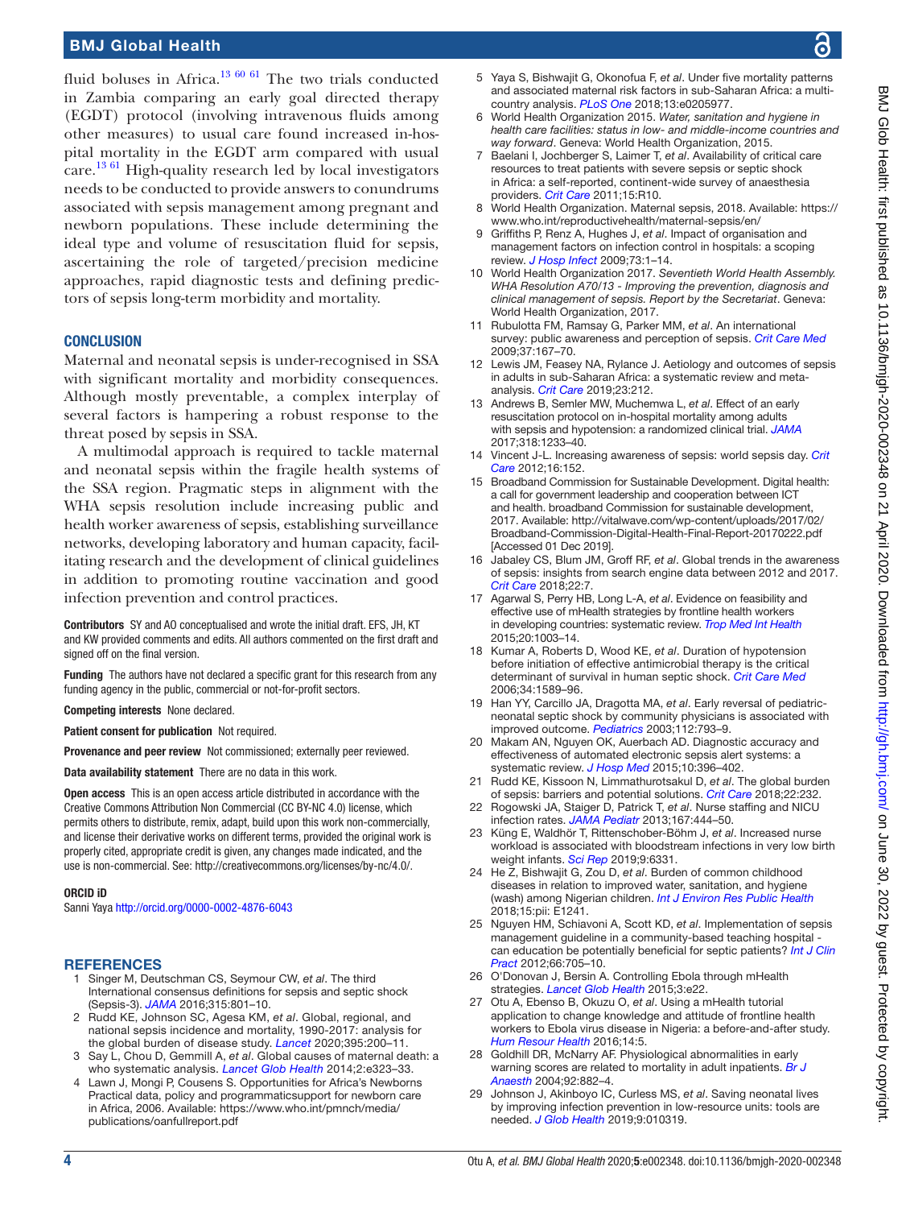fluid boluses in Africa.[13 60 61] The two trials conducted in Zambia comparing an early goal directed therapy (EGDT) protocol (involving intravenous fluids among other measures) to usual care found increased in-hospital mortality in the EGDT arm compared with usual care.[13 61] High-quality research led by local investigators needs to be conducted to provide answers to conundrums associated with sepsis management among pregnant and newborn populations. These include determining the ideal type and volume of resuscitation fluid for sepsis, ascertaining the role of targeted/precision medicine approaches, rapid diagnostic tests and defining predictors of sepsis long-term morbidity and mortality.

## CONCLUSION

Maternal and neonatal sepsis is under-recognised in SSA with significant mortality and morbidity consequences. Although mostly preventable, a complex interplay of several factors is hampering a robust response to the threat posed by sepsis in SSA.

A multimodal approach is required to tackle maternal and neonatal sepsis within the fragile health systems of the SSA region. Pragmatic steps in alignment with the WHA sepsis resolution include increasing public and health worker awareness of sepsis, establishing surveillance networks, developing laboratory and human capacity, facilitating research and the development of clinical guidelines in addition to promoting routine vaccination and good infection prevention and control practices.

**Contributors** SY and AO conceptualised and wrote the initial draft. EFS, JH, KT and KW provided comments and edits. All authors commented on the first draft and signed off on the final version.

**Funding** The authors have not declared a specific grant for this research from any funding agency in the public, commercial or not-for-profit sectors.

**Competing interests** None declared.

**Patient consent for publication** Not required.

**Provenance and peer review** Not commissioned; externally peer reviewed.

**Data availability statement** There are no data in this work.

**Open access** This is an open access article distributed in accordance with the Creative Commons Attribution Non Commercial (CC BY-NC 4.0) license, which permits others to distribute, remix, adapt, build upon this work non-commercially, and license their derivative works on different terms, provided the original work is properly cited, appropriate credit is given, any changes made indicated, and the use is non-commercial. See: http://creativecommons.org/licenses/by-nc/4.0/.

**ORCID iD**

Sanni Yaya http://orcid.org/0000-0002-4876-6043

## REFERENCES

1. Singer M, Deutschman CS, Seymour CW, *et al*. The third International consensus definitions for sepsis and septic shock (Sepsis-3). *JAMA* 2016;315:801–10.
2. Rudd KE, Johnson SC, Agesa KM, *et al*. Global, regional, and national sepsis incidence and mortality, 1990-2017: analysis for the global burden of disease study. *Lancet* 2020;395:200–11.
3. Say L, Chou D, Gemmill A, *et al*. Global causes of maternal death: a who systematic analysis. *Lancet Glob Health* 2014;2:e323–33.
4. Lawn J, Mongi P, Cousens S. Opportunities for Africa's Newborns Practical data, policy and programmaticsupport for newborn care in Africa, 2006. Available: https://www.who.int/pmnch/media/publications/oanfullreport.pdf
5. Yaya S, Bishwajit G, Okonofua F, *et al*. Under five mortality patterns and associated maternal risk factors in sub-Saharan Africa: a multi-country analysis. *PLoS One* 2018;13:e0205977.
6. World Health Organization 2015. *Water, sanitation and hygiene in health care facilities: status in low- and middle-income countries and way forward*. Geneva: World Health Organization, 2015.
7. Baelani I, Jochberger S, Laimer T, *et al*. Availability of critical care resources to treat patients with severe sepsis or septic shock in Africa: a self-reported, continent-wide survey of anaesthesia providers. *Crit Care* 2011;15:R10.
8. World Health Organization. Maternal sepsis, 2018. Available: https://www.who.int/reproductivehealth/maternal-sepsis/en/
9. Griffiths P, Renz A, Hughes J, *et al*. Impact of organisation and management factors on infection control in hospitals: a scoping review. *J Hosp Infect* 2009;73:1–14.
10. World Health Organization 2017. *Seventieth World Health Assembly. WHA Resolution A70/13 - Improving the prevention, diagnosis and clinical management of sepsis. Report by the Secretariat*. Geneva: World Health Organization, 2017.
11. Rubulotta FM, Ramsay G, Parker MM, *et al*. An international survey: public awareness and perception of sepsis. *Crit Care Med* 2009;37:167–70.
12. Lewis JM, Feasey NA, Rylance J. Aetiology and outcomes of sepsis in adults in sub-Saharan Africa: a systematic review and meta-analysis. *Crit Care* 2019;23:212.
13. Andrews B, Semler MW, Muchemwa L, *et al*. Effect of an early resuscitation protocol on in-hospital mortality among adults with sepsis and hypotension: a randomized clinical trial. *JAMA* 2017;318:1233–40.
14. Vincent J-L. Increasing awareness of sepsis: world sepsis day. *Crit Care* 2012;16:152.
15. Broadband Commission for Sustainable Development. Digital health: a call for government leadership and cooperation between ICT and health. broadband Commission for sustainable development, 2017. Available: http://vitalwave.com/wp-content/uploads/2017/02/Broadband-Commission-Digital-Health-Final-Report-20170222.pdf [Accessed 01 Dec 2019].
16. Jabaley CS, Blum JM, Groff RF, *et al*. Global trends in the awareness of sepsis: insights from search engine data between 2012 and 2017. *Crit Care* 2018;22:7.
17. Agarwal S, Perry HB, Long L-A, *et al*. Evidence on feasibility and effective use of mHealth strategies by frontline health workers in developing countries: systematic review. *Trop Med Int Health* 2015;20:1003–14.
18. Kumar A, Roberts D, Wood KE, *et al*. Duration of hypotension before initiation of effective antimicrobial therapy is the critical determinant of survival in human septic shock. *Crit Care Med* 2006;34:1589–96.
19. Han YY, Carcillo JA, Dragotta MA, *et al*. Early reversal of pediatric-neonatal septic shock by community physicians is associated with improved outcome. *Pediatrics* 2003;112:793–9.
20. Makam AN, Nguyen OK, Auerbach AD. Diagnostic accuracy and effectiveness of automated electronic sepsis alert systems: a systematic review. *J Hosp Med* 2015;10:396–402.
21. Rudd KE, Kissoon N, Limmathurotsakul D, *et al*. The global burden of sepsis: barriers and potential solutions. *Crit Care* 2018;22:232.
22. Rogowski JA, Staiger D, Patrick T, *et al*. Nurse staffing and NICU infection rates. *JAMA Pediatr* 2013;167:444–50.
23. Küng E, Waldhör T, Rittenschober-Böhm J, *et al*. Increased nurse workload is associated with bloodstream infections in very low birth weight infants. *Sci Rep* 2019;9:6331.
24. He Z, Bishwajit G, Zou D, *et al*. Burden of common childhood diseases in relation to improved water, sanitation, and hygiene (wash) among Nigerian children. *Int J Environ Res Public Health* 2018;15:pii: E1241.
25. Nguyen HM, Schiavoni A, Scott KD, *et al*. Implementation of sepsis management guideline in a community-based teaching hospital - can education be potentially beneficial for septic patients? *Int J Clin Pract* 2012;66:705–10.
26. O'Donovan J, Bersin A. Controlling Ebola through mHealth strategies. *Lancet Glob Health* 2015;3:e22.
27. Otu A, Ebenso B, Okuzu O, *et al*. Using a mHealth tutorial application to change knowledge and attitude of frontline health workers to Ebola virus disease in Nigeria: a before-and-after study. *Hum Resour Health* 2016;14:5.
28. Goldhill DR, McNarry AF. Physiological abnormalities in early warning scores are related to mortality in adult inpatients. *Br J Anaesth* 2004;92:882–4.
29. Johnson J, Akinboyo IC, Curless MS, *et al*. Saving neonatal lives by improving infection prevention in low-resource units: tools are needed. *J Glob Health* 2019;9:010319.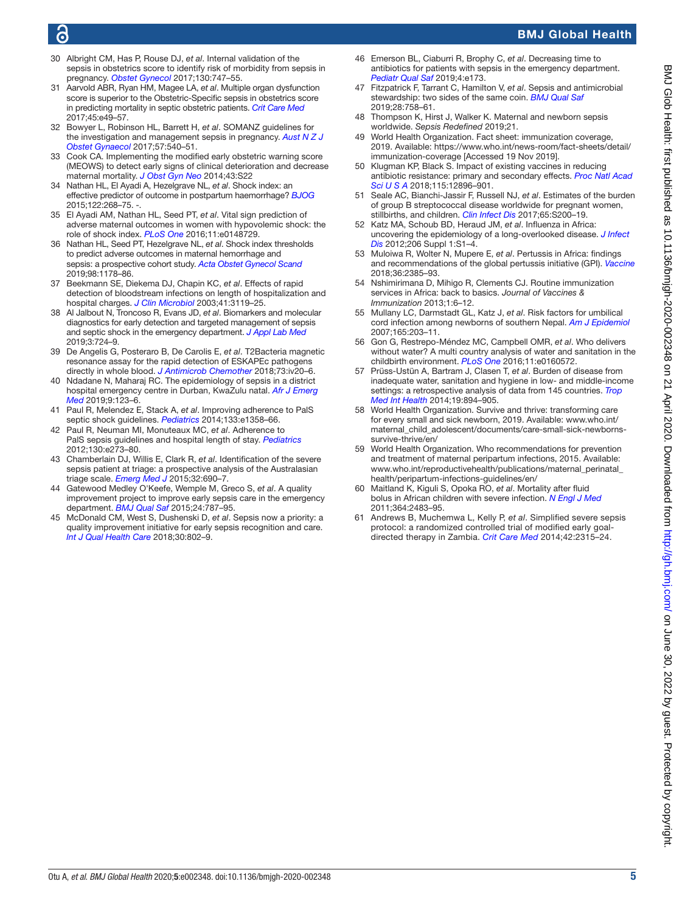30 Albright CM, Has P, Rouse DJ, *et al*. Internal validation of the sepsis in obstetrics score to identify risk of morbidity from sepsis in pregnancy. *Obstet Gynecol* 2017;130:747–55.
31 Aarvold ABR, Ryan HM, Magee LA, *et al*. Multiple organ dysfunction score is superior to the Obstetric-Specific sepsis in obstetrics score in predicting mortality in septic obstetric patients. *Crit Care Med* 2017;45:e49–57.
32 Bowyer L, Robinson HL, Barrett H, *et al*. SOMANZ guidelines for the investigation and management sepsis in pregnancy. *Aust N Z J Obstet Gynaecol* 2017;57:540–51.
33 Cook CA. Implementing the modified early obstetric warning score (MEOWS) to detect early signs of clinical deterioration and decrease maternal mortality. *J Obst Gyn Neo* 2014;43:S22
34 Nathan HL, El Ayadi A, Hezelgrave NL, *et al*. Shock index: an effective predictor of outcome in postpartum haemorrhage? *BJOG* 2015;122:268–75. -.
35 El Ayadi AM, Nathan HL, Seed PT, *et al*. Vital sign prediction of adverse maternal outcomes in women with hypovolemic shock: the role of shock index. *PLoS One* 2016;11:e0148729.
36 Nathan HL, Seed PT, Hezelgrave NL, *et al*. Shock index thresholds to predict adverse outcomes in maternal hemorrhage and sepsis: a prospective cohort study. *Acta Obstet Gynecol Scand* 2019;98:1178–86.
37 Beekmann SE, Diekema DJ, Chapin KC, *et al*. Effects of rapid detection of bloodstream infections on length of hospitalization and hospital charges. *J Clin Microbiol* 2003;41:3119–25.
38 Al Jalbout N, Troncoso R, Evans JD, *et al*. Biomarkers and molecular diagnostics for early detection and targeted management of sepsis and septic shock in the emergency department. *J Appl Lab Med* 2019;3:724–9.
39 De Angelis G, Posteraro B, De Carolis E, *et al*. T2Bacteria magnetic resonance assay for the rapid detection of ESKAPEc pathogens directly in whole blood. *J Antimicrob Chemother* 2018;73:iv20–6.
40 Ndadane N, Maharaj RC. The epidemiology of sepsis in a district hospital emergency centre in Durban, KwaZulu natal. *Afr J Emerg Med* 2019;9:123–6.
41 Paul R, Melendez E, Stack A, *et al*. Improving adherence to PalS septic shock guidelines. *Pediatrics* 2014;133:e1358–66.
42 Paul R, Neuman MI, Monuteaux MC, *et al*. Adherence to PalS sepsis guidelines and hospital length of stay. *Pediatrics* 2012;130:e273–80.
43 Chamberlain DJ, Willis E, Clark R, *et al*. Identification of the severe sepsis patient at triage: a prospective analysis of the Australasian triage scale. *Emerg Med J* 2015;32:690–7.
44 Gatewood Medley O'Keefe, Wemple M, Greco S, *et al*. A quality improvement project to improve early sepsis care in the emergency department. *BMJ Qual Saf* 2015;24:787–95.
45 McDonald CM, West S, Dushenski D, *et al*. Sepsis now a priority: a quality improvement initiative for early sepsis recognition and care. *Int J Qual Health Care* 2018;30:802–9.
46 Emerson BL, Ciaburri R, Brophy C, *et al*. Decreasing time to antibiotics for patients with sepsis in the emergency department. *Pediatr Qual Saf* 2019;4:e173.
47 Fitzpatrick F, Tarrant C, Hamilton V, *et al*. Sepsis and antimicrobial stewardship: two sides of the same coin. *BMJ Qual Saf* 2019;28:758–61.
48 Thompson K, Hirst J, Walker K. Maternal and newborn sepsis worldwide. *Sepsis Redefined* 2019;21.
49 World Health Organization. Fact sheet: immunization coverage, 2019. Available: https://www.who.int/news-room/fact-sheets/detail/immunization-coverage [Accessed 19 Nov 2019].
50 Klugman KP, Black S. Impact of existing vaccines in reducing antibiotic resistance: primary and secondary effects. *Proc Natl Acad Sci U S A* 2018;115:12896–901.
51 Seale AC, Bianchi-Jassir F, Russell NJ, *et al*. Estimates of the burden of group B streptococcal disease worldwide for pregnant women, stillbirths, and children. *Clin Infect Dis* 2017;65:S200–19.
52 Katz MA, Schoub BD, Heraud JM, *et al*. Influenza in Africa: uncovering the epidemiology of a long-overlooked disease. *J Infect Dis* 2012;206 Suppl 1:S1–4.
53 Muloiwa R, Wolter N, Mupere E, *et al*. Pertussis in Africa: findings and recommendations of the global pertussis initiative (GPI). *Vaccine* 2018;36:2385–93.
54 Nshimirimana D, Mihigo R, Clements CJ. Routine immunization services in Africa: back to basics. *Journal of Vaccines & Immunization* 2013;1:6–12.
55 Mullany LC, Darmstadt GL, Katz J, *et al*. Risk factors for umbilical cord infection among newborns of southern Nepal. *Am J Epidemiol* 2007;165:203–11.
56 Gon G, Restrepo-Méndez MC, Campbell OMR, *et al*. Who delivers without water? A multi country analysis of water and sanitation in the childbirth environment. *PLoS One* 2016;11:e0160572.
57 Prüss-Ustün A, Bartram J, Clasen T, *et al*. Burden of disease from inadequate water, sanitation and hygiene in low- and middle-income settings: a retrospective analysis of data from 145 countries. *Trop Med Int Health* 2014;19:894–905.
58 World Health Organization. Survive and thrive: transforming care for every small and sick newborn, 2019. Available: www.who.int/maternal_child_adolescent/documents/care-small-sick-newborns-survive-thrive/en/
59 World Health Organization. Who recommendations for prevention and treatment of maternal peripartum infections, 2015. Available: www.who.int/reproductivehealth/publications/maternal_perinatal_health/peripartum-infections-guidelines/en/
60 Maitland K, Kiguli S, Opoka RO, *et al*. Mortality after fluid bolus in African children with severe infection. *N Engl J Med* 2011;364:2483–95.
61 Andrews B, Muchemwa L, Kelly P, *et al*. Simplified severe sepsis protocol: a randomized controlled trial of modified early goal-directed therapy in Zambia. *Crit Care Med* 2014;42:2315–24.